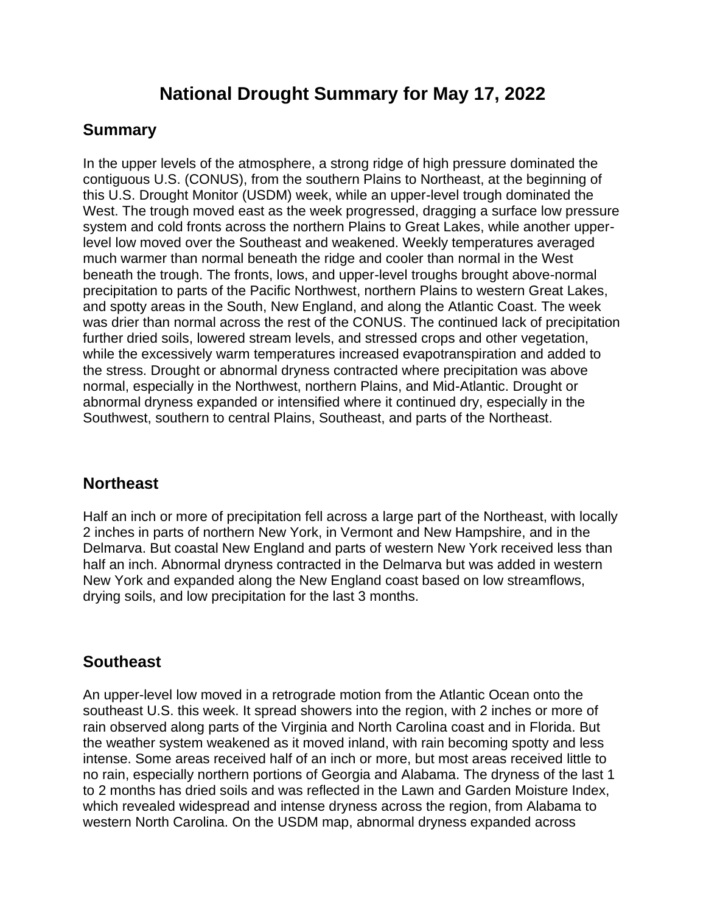# National Drought Summary for May 17, 2022

## Summary

In the upper levels of the atmosphere, a strong ridge of high pressure dominated the contiguous U.S. (CONUS), from the southern Plains to Northeast, at the beginning of this U.S. Drought Monitor (USDM) week, while an upper-level trough dominated the West. The trough moved east as the week progressed, dragging a surface low pressure system and cold fronts across the northern Plains to Great Lakes, while another upper-level low moved over the Southeast and weakened. Weekly temperatures averaged much warmer than normal beneath the ridge and cooler than normal in the West beneath the trough. The fronts, lows, and upper-level troughs brought above-normal precipitation to parts of the Pacific Northwest, northern Plains to western Great Lakes, and spotty areas in the South, New England, and along the Atlantic Coast. The week was drier than normal across the rest of the CONUS. The continued lack of precipitation further dried soils, lowered stream levels, and stressed crops and other vegetation, while the excessively warm temperatures increased evapotranspiration and added to the stress. Drought or abnormal dryness contracted where precipitation was above normal, especially in the Northwest, northern Plains, and Mid-Atlantic. Drought or abnormal dryness expanded or intensified where it continued dry, especially in the Southwest, southern to central Plains, Southeast, and parts of the Northeast.

## Northeast

Half an inch or more of precipitation fell across a large part of the Northeast, with locally 2 inches in parts of northern New York, in Vermont and New Hampshire, and in the Delmarva. But coastal New England and parts of western New York received less than half an inch. Abnormal dryness contracted in the Delmarva but was added in western New York and expanded along the New England coast based on low streamflows, drying soils, and low precipitation for the last 3 months.

## Southeast

An upper-level low moved in a retrograde motion from the Atlantic Ocean onto the southeast U.S. this week. It spread showers into the region, with 2 inches or more of rain observed along parts of the Virginia and North Carolina coast and in Florida. But the weather system weakened as it moved inland, with rain becoming spotty and less intense. Some areas received half of an inch or more, but most areas received little to no rain, especially northern portions of Georgia and Alabama. The dryness of the last 1 to 2 months has dried soils and was reflected in the Lawn and Garden Moisture Index, which revealed widespread and intense dryness across the region, from Alabama to western North Carolina. On the USDM map, abnormal dryness expanded across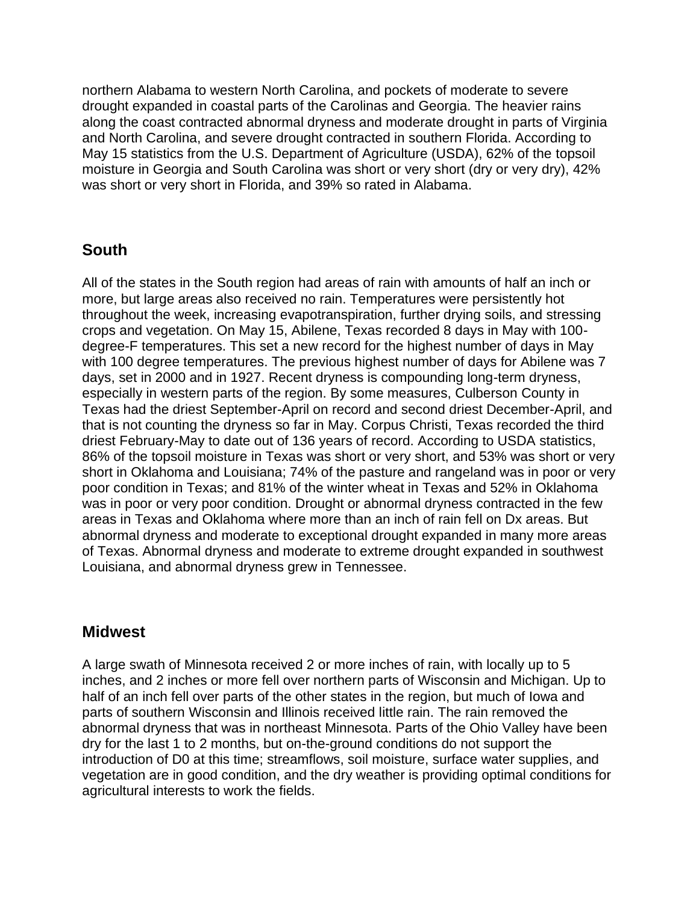northern Alabama to western North Carolina, and pockets of moderate to severe drought expanded in coastal parts of the Carolinas and Georgia. The heavier rains along the coast contracted abnormal dryness and moderate drought in parts of Virginia and North Carolina, and severe drought contracted in southern Florida. According to May 15 statistics from the U.S. Department of Agriculture (USDA), 62% of the topsoil moisture in Georgia and South Carolina was short or very short (dry or very dry), 42% was short or very short in Florida, and 39% so rated in Alabama.

## South

All of the states in the South region had areas of rain with amounts of half an inch or more, but large areas also received no rain. Temperatures were persistently hot throughout the week, increasing evapotranspiration, further drying soils, and stressing crops and vegetation. On May 15, Abilene, Texas recorded 8 days in May with 100-degree-F temperatures. This set a new record for the highest number of days in May with 100 degree temperatures. The previous highest number of days for Abilene was 7 days, set in 2000 and in 1927. Recent dryness is compounding long-term dryness, especially in western parts of the region. By some measures, Culberson County in Texas had the driest September-April on record and second driest December-April, and that is not counting the dryness so far in May. Corpus Christi, Texas recorded the third driest February-May to date out of 136 years of record. According to USDA statistics, 86% of the topsoil moisture in Texas was short or very short, and 53% was short or very short in Oklahoma and Louisiana; 74% of the pasture and rangeland was in poor or very poor condition in Texas; and 81% of the winter wheat in Texas and 52% in Oklahoma was in poor or very poor condition. Drought or abnormal dryness contracted in the few areas in Texas and Oklahoma where more than an inch of rain fell on Dx areas. But abnormal dryness and moderate to exceptional drought expanded in many more areas of Texas. Abnormal dryness and moderate to extreme drought expanded in southwest Louisiana, and abnormal dryness grew in Tennessee.

## Midwest

A large swath of Minnesota received 2 or more inches of rain, with locally up to 5 inches, and 2 inches or more fell over northern parts of Wisconsin and Michigan. Up to half of an inch fell over parts of the other states in the region, but much of Iowa and parts of southern Wisconsin and Illinois received little rain. The rain removed the abnormal dryness that was in northeast Minnesota. Parts of the Ohio Valley have been dry for the last 1 to 2 months, but on-the-ground conditions do not support the introduction of D0 at this time; streamflows, soil moisture, surface water supplies, and vegetation are in good condition, and the dry weather is providing optimal conditions for agricultural interests to work the fields.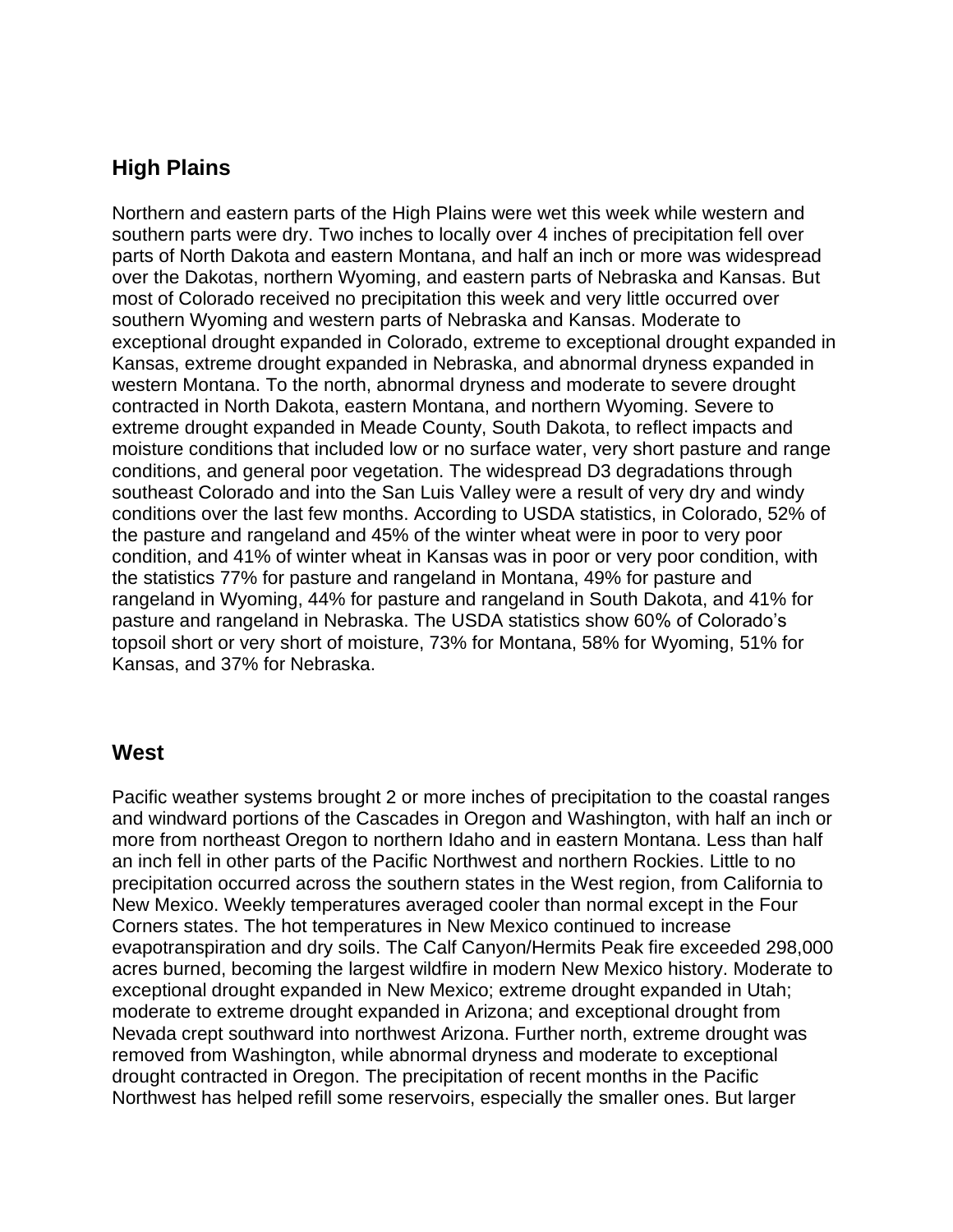## High Plains

Northern and eastern parts of the High Plains were wet this week while western and southern parts were dry. Two inches to locally over 4 inches of precipitation fell over parts of North Dakota and eastern Montana, and half an inch or more was widespread over the Dakotas, northern Wyoming, and eastern parts of Nebraska and Kansas. But most of Colorado received no precipitation this week and very little occurred over southern Wyoming and western parts of Nebraska and Kansas. Moderate to exceptional drought expanded in Colorado, extreme to exceptional drought expanded in Kansas, extreme drought expanded in Nebraska, and abnormal dryness expanded in western Montana. To the north, abnormal dryness and moderate to severe drought contracted in North Dakota, eastern Montana, and northern Wyoming. Severe to extreme drought expanded in Meade County, South Dakota, to reflect impacts and moisture conditions that included low or no surface water, very short pasture and range conditions, and general poor vegetation. The widespread D3 degradations through southeast Colorado and into the San Luis Valley were a result of very dry and windy conditions over the last few months. According to USDA statistics, in Colorado, 52% of the pasture and rangeland and 45% of the winter wheat were in poor to very poor condition, and 41% of winter wheat in Kansas was in poor or very poor condition, with the statistics 77% for pasture and rangeland in Montana, 49% for pasture and rangeland in Wyoming, 44% for pasture and rangeland in South Dakota, and 41% for pasture and rangeland in Nebraska. The USDA statistics show 60% of Colorado's topsoil short or very short of moisture, 73% for Montana, 58% for Wyoming, 51% for Kansas, and 37% for Nebraska.

## West

Pacific weather systems brought 2 or more inches of precipitation to the coastal ranges and windward portions of the Cascades in Oregon and Washington, with half an inch or more from northeast Oregon to northern Idaho and in eastern Montana. Less than half an inch fell in other parts of the Pacific Northwest and northern Rockies. Little to no precipitation occurred across the southern states in the West region, from California to New Mexico. Weekly temperatures averaged cooler than normal except in the Four Corners states. The hot temperatures in New Mexico continued to increase evapotranspiration and dry soils. The Calf Canyon/Hermits Peak fire exceeded 298,000 acres burned, becoming the largest wildfire in modern New Mexico history. Moderate to exceptional drought expanded in New Mexico; extreme drought expanded in Utah; moderate to extreme drought expanded in Arizona; and exceptional drought from Nevada crept southward into northwest Arizona. Further north, extreme drought was removed from Washington, while abnormal dryness and moderate to exceptional drought contracted in Oregon. The precipitation of recent months in the Pacific Northwest has helped refill some reservoirs, especially the smaller ones. But larger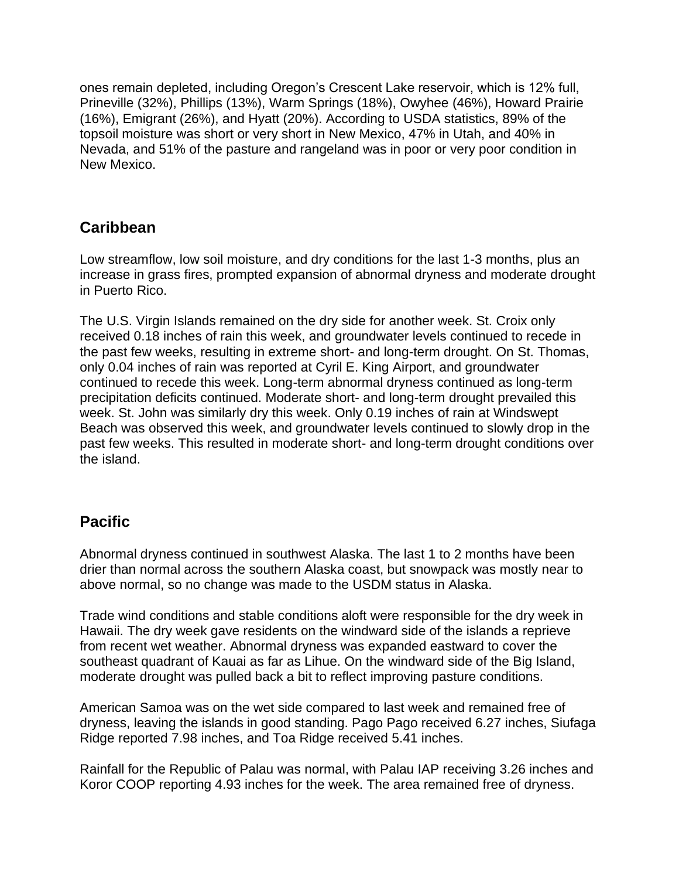ones remain depleted, including Oregon’s Crescent Lake reservoir, which is 12% full, Prineville (32%), Phillips (13%), Warm Springs (18%), Owyhee (46%), Howard Prairie (16%), Emigrant (26%), and Hyatt (20%). According to USDA statistics, 89% of the topsoil moisture was short or very short in New Mexico, 47% in Utah, and 40% in Nevada, and 51% of the pasture and rangeland was in poor or very poor condition in New Mexico.

## Caribbean

Low streamflow, low soil moisture, and dry conditions for the last 1-3 months, plus an increase in grass fires, prompted expansion of abnormal dryness and moderate drought in Puerto Rico.

The U.S. Virgin Islands remained on the dry side for another week. St. Croix only received 0.18 inches of rain this week, and groundwater levels continued to recede in the past few weeks, resulting in extreme short- and long-term drought. On St. Thomas, only 0.04 inches of rain was reported at Cyril E. King Airport, and groundwater continued to recede this week. Long-term abnormal dryness continued as long-term precipitation deficits continued. Moderate short- and long-term drought prevailed this week. St. John was similarly dry this week. Only 0.19 inches of rain at Windswept Beach was observed this week, and groundwater levels continued to slowly drop in the past few weeks. This resulted in moderate short- and long-term drought conditions over the island.

## Pacific

Abnormal dryness continued in southwest Alaska. The last 1 to 2 months have been drier than normal across the southern Alaska coast, but snowpack was mostly near to above normal, so no change was made to the USDM status in Alaska.

Trade wind conditions and stable conditions aloft were responsible for the dry week in Hawaii. The dry week gave residents on the windward side of the islands a reprieve from recent wet weather. Abnormal dryness was expanded eastward to cover the southeast quadrant of Kauai as far as Lihue. On the windward side of the Big Island, moderate drought was pulled back a bit to reflect improving pasture conditions.

American Samoa was on the wet side compared to last week and remained free of dryness, leaving the islands in good standing. Pago Pago received 6.27 inches, Siufaga Ridge reported 7.98 inches, and Toa Ridge received 5.41 inches.

Rainfall for the Republic of Palau was normal, with Palau IAP receiving 3.26 inches and Koror COOP reporting 4.93 inches for the week. The area remained free of dryness.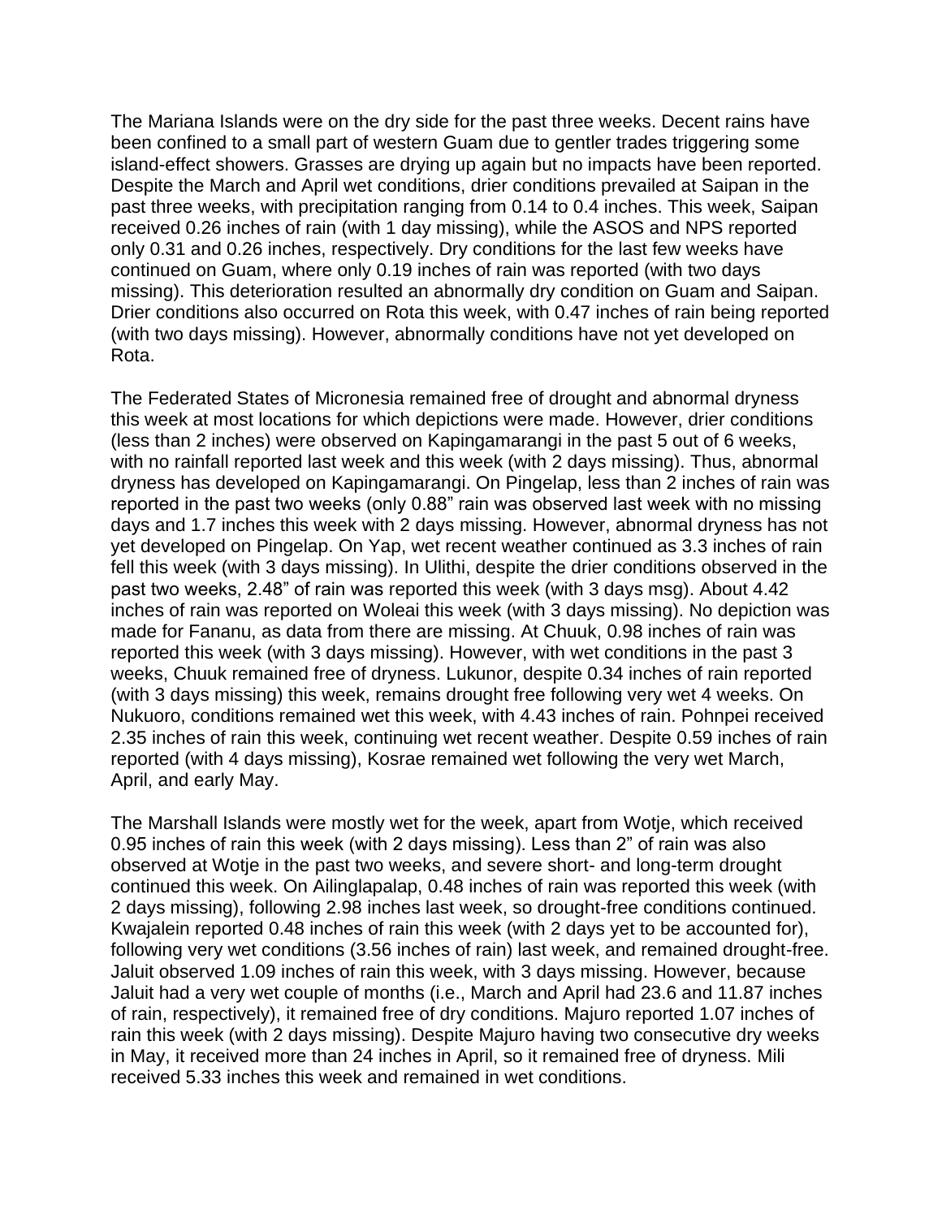The Mariana Islands were on the dry side for the past three weeks. Decent rains have been confined to a small part of western Guam due to gentler trades triggering some island-effect showers. Grasses are drying up again but no impacts have been reported. Despite the March and April wet conditions, drier conditions prevailed at Saipan in the past three weeks, with precipitation ranging from 0.14 to 0.4 inches. This week, Saipan received 0.26 inches of rain (with 1 day missing), while the ASOS and NPS reported only 0.31 and 0.26 inches, respectively. Dry conditions for the last few weeks have continued on Guam, where only 0.19 inches of rain was reported (with two days missing). This deterioration resulted an abnormally dry condition on Guam and Saipan. Drier conditions also occurred on Rota this week, with 0.47 inches of rain being reported (with two days missing). However, abnormally conditions have not yet developed on Rota.

The Federated States of Micronesia remained free of drought and abnormal dryness this week at most locations for which depictions were made. However, drier conditions (less than 2 inches) were observed on Kapingamarangi in the past 5 out of 6 weeks, with no rainfall reported last week and this week (with 2 days missing). Thus, abnormal dryness has developed on Kapingamarangi. On Pingelap, less than 2 inches of rain was reported in the past two weeks (only 0.88" rain was observed last week with no missing days and 1.7 inches this week with 2 days missing. However, abnormal dryness has not yet developed on Pingelap. On Yap, wet recent weather continued as 3.3 inches of rain fell this week (with 3 days missing). In Ulithi, despite the drier conditions observed in the past two weeks, 2.48" of rain was reported this week (with 3 days msg). About 4.42 inches of rain was reported on Woleai this week (with 3 days missing). No depiction was made for Fananu, as data from there are missing. At Chuuk, 0.98 inches of rain was reported this week (with 3 days missing). However, with wet conditions in the past 3 weeks, Chuuk remained free of dryness. Lukunor, despite 0.34 inches of rain reported (with 3 days missing) this week, remains drought free following very wet 4 weeks. On Nukuoro, conditions remained wet this week, with 4.43 inches of rain. Pohnpei received 2.35 inches of rain this week, continuing wet recent weather. Despite 0.59 inches of rain reported (with 4 days missing), Kosrae remained wet following the very wet March, April, and early May.

The Marshall Islands were mostly wet for the week, apart from Wotje, which received 0.95 inches of rain this week (with 2 days missing). Less than 2" of rain was also observed at Wotje in the past two weeks, and severe short- and long-term drought continued this week. On Ailinglapalap, 0.48 inches of rain was reported this week (with 2 days missing), following 2.98 inches last week, so drought-free conditions continued. Kwajalein reported 0.48 inches of rain this week (with 2 days yet to be accounted for), following very wet conditions (3.56 inches of rain) last week, and remained drought-free. Jaluit observed 1.09 inches of rain this week, with 3 days missing. However, because Jaluit had a very wet couple of months (i.e., March and April had 23.6 and 11.87 inches of rain, respectively), it remained free of dry conditions. Majuro reported 1.07 inches of rain this week (with 2 days missing). Despite Majuro having two consecutive dry weeks in May, it received more than 24 inches in April, so it remained free of dryness. Mili received 5.33 inches this week and remained in wet conditions.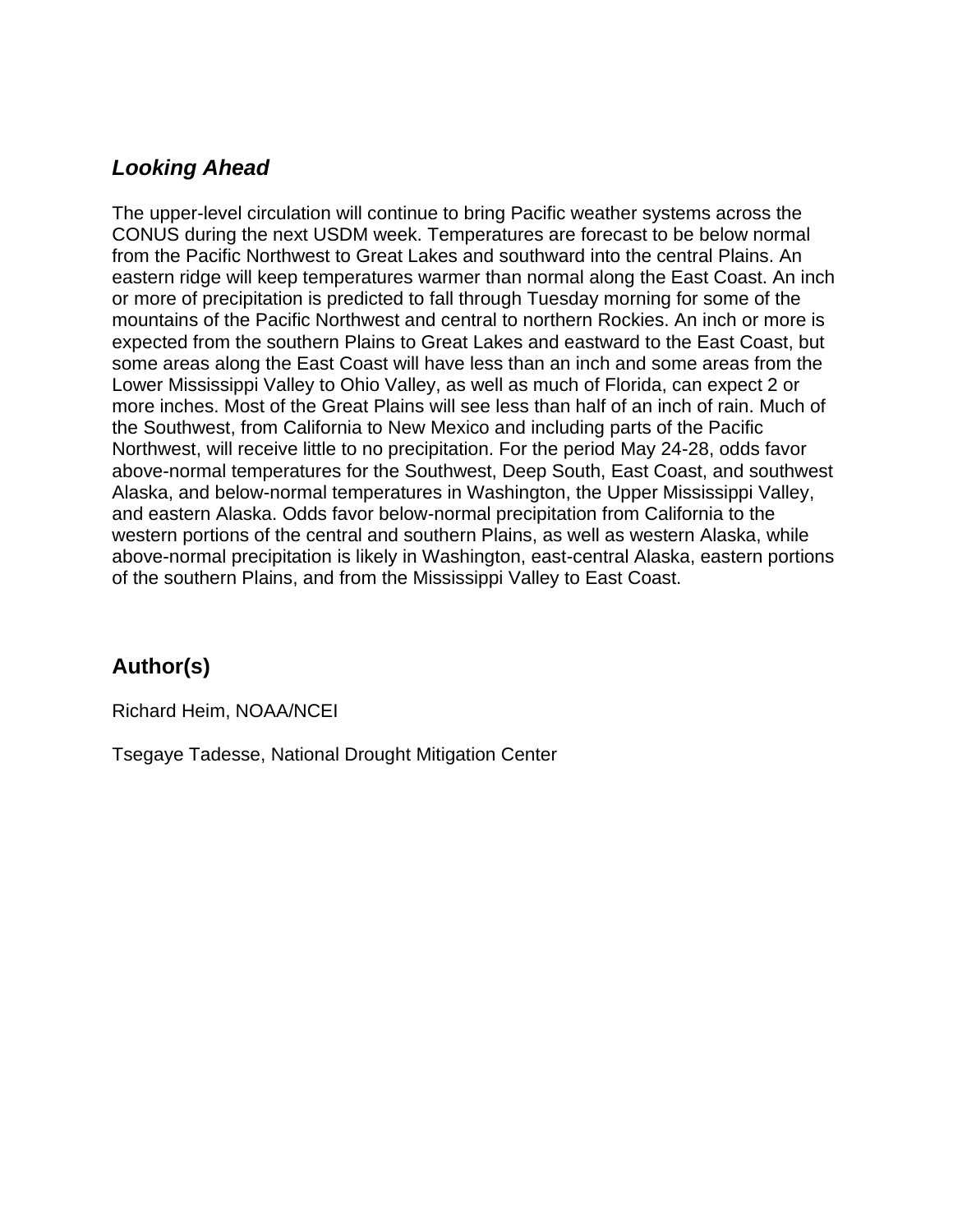### *Looking Ahead*

The upper-level circulation will continue to bring Pacific weather systems across the CONUS during the next USDM week. Temperatures are forecast to be below normal from the Pacific Northwest to Great Lakes and southward into the central Plains. An eastern ridge will keep temperatures warmer than normal along the East Coast. An inch or more of precipitation is predicted to fall through Tuesday morning for some of the mountains of the Pacific Northwest and central to northern Rockies. An inch or more is expected from the southern Plains to Great Lakes and eastward to the East Coast, but some areas along the East Coast will have less than an inch and some areas from the Lower Mississippi Valley to Ohio Valley, as well as much of Florida, can expect 2 or more inches. Most of the Great Plains will see less than half of an inch of rain. Much of the Southwest, from California to New Mexico and including parts of the Pacific Northwest, will receive little to no precipitation. For the period May 24-28, odds favor above-normal temperatures for the Southwest, Deep South, East Coast, and southwest Alaska, and below-normal temperatures in Washington, the Upper Mississippi Valley, and eastern Alaska. Odds favor below-normal precipitation from California to the western portions of the central and southern Plains, as well as western Alaska, while above-normal precipitation is likely in Washington, east-central Alaska, eastern portions of the southern Plains, and from the Mississippi Valley to East Coast.

### Author(s)

Richard Heim, NOAA/NCEI

Tsegaye Tadesse, National Drought Mitigation Center